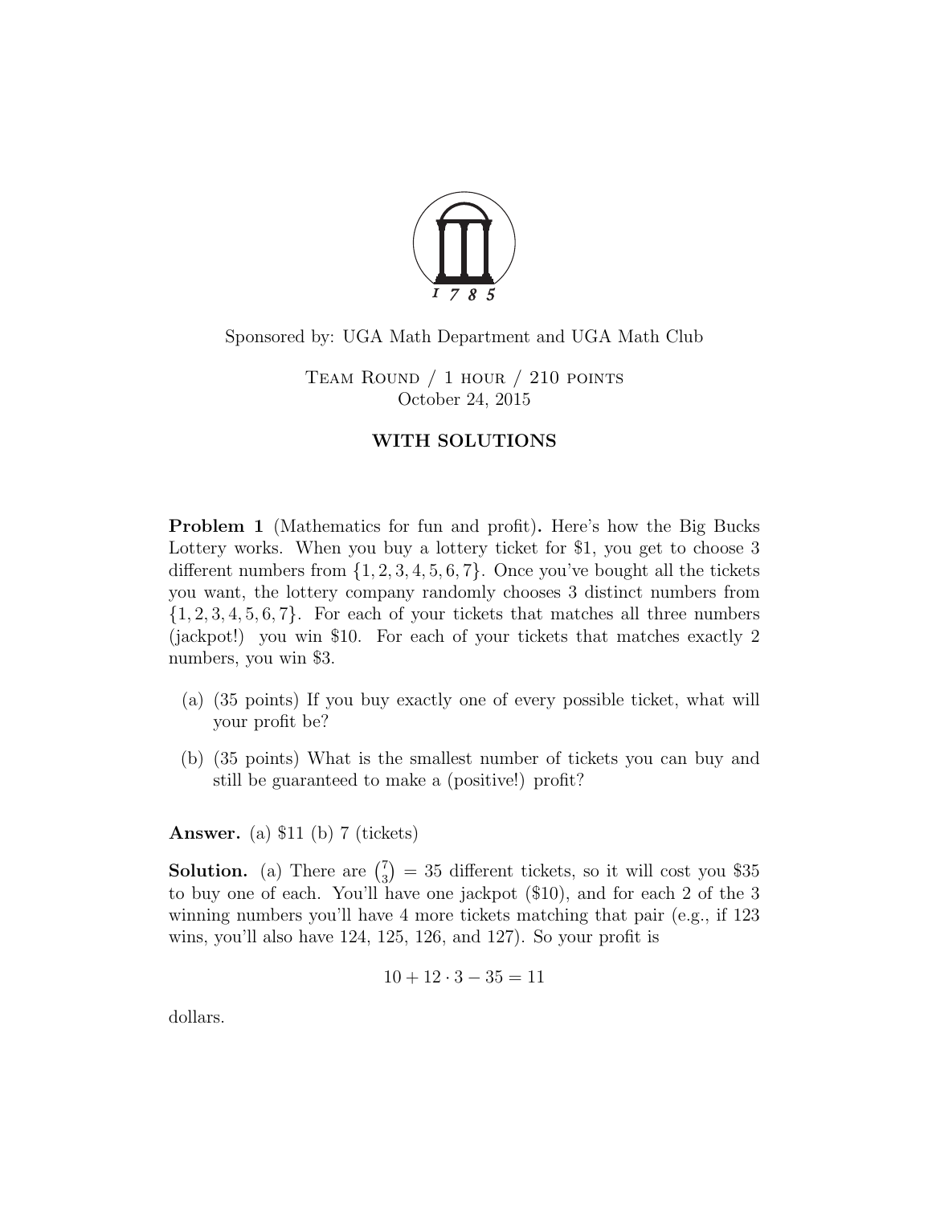Sponsored by: UGA Math Department and UGA Math Club

Team Round / 1 hour / 210 points
October 24, 2015

**WITH SOLUTIONS**

**Problem 1** (Mathematics for fun and profit)**.** Here's how the Big Bucks Lottery works. When you buy a lottery ticket for \$1, you get to choose 3 different numbers from $\{1, 2, 3, 4, 5, 6, 7\}$. Once you've bought all the tickets you want, the lottery company randomly chooses 3 distinct numbers from $\{1, 2, 3, 4, 5, 6, 7\}$. For each of your tickets that matches all three numbers (jackpot!) you win \$10. For each of your tickets that matches exactly 2 numbers, you win \$3.

(a) (35 points) If you buy exactly one of every possible ticket, what will your profit be?

(b) (35 points) What is the smallest number of tickets you can buy and still be guaranteed to make a (positive!) profit?

**Answer.** (a) \$11 (b) 7 (tickets)

**Solution.** (a) There are $\binom{7}{3} = 35$ different tickets, so it will cost you \$35 to buy one of each. You'll have one jackpot (\$10), and for each 2 of the 3 winning numbers you'll have 4 more tickets matching that pair (e.g., if 123 wins, you'll also have 124, 125, 126, and 127). So your profit is

$$10 + 12 \cdot 3 - 35 = 11$$

dollars.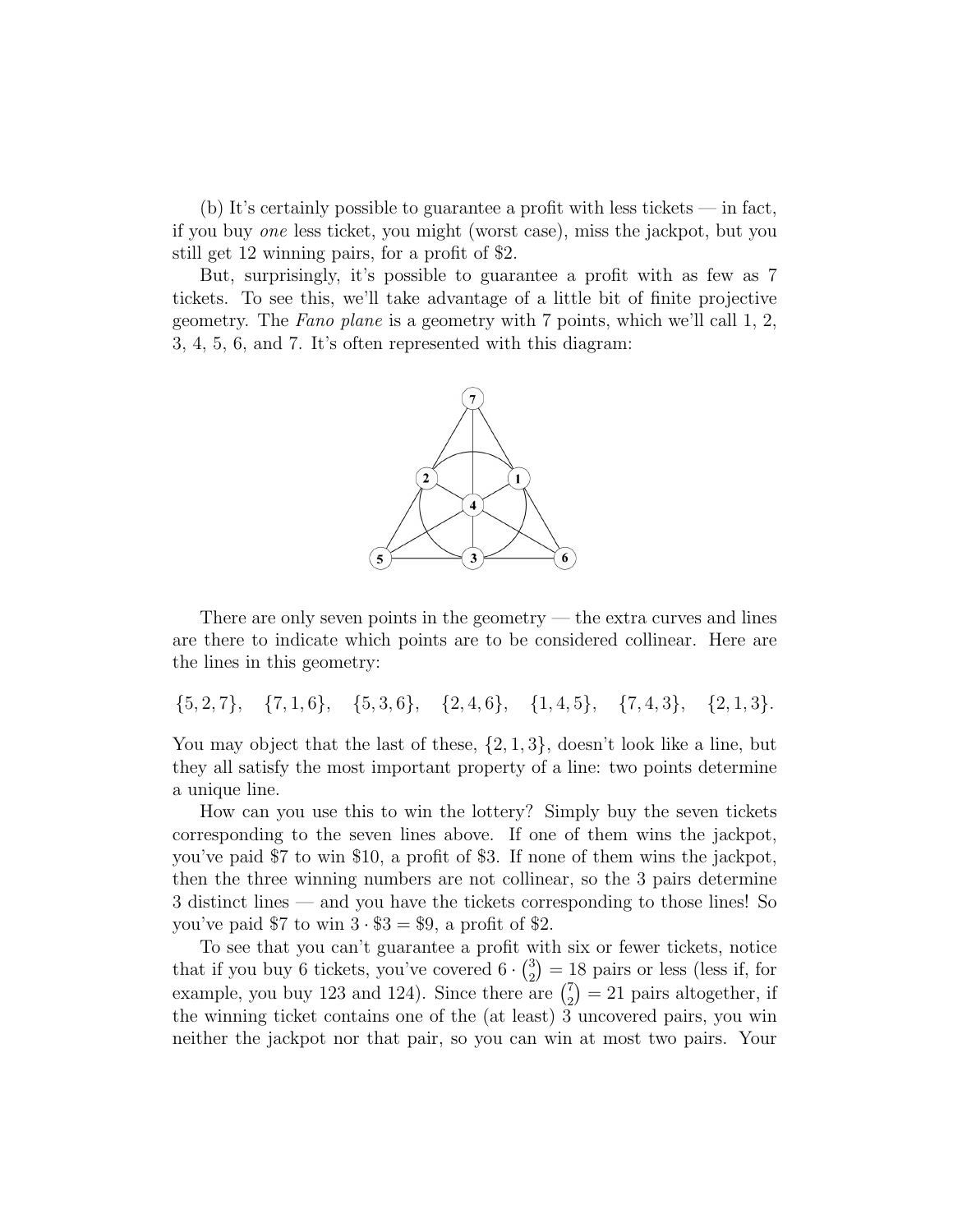(b) It's certainly possible to guarantee a profit with less tickets — in fact, if you buy *one* less ticket, you might (worst case), miss the jackpot, but you still get 12 winning pairs, for a profit of \$2.

But, surprisingly, it's possible to guarantee a profit with as few as 7 tickets. To see this, we'll take advantage of a little bit of finite projective geometry. The *Fano plane* is a geometry with 7 points, which we'll call 1, 2, 3, 4, 5, 6, and 7. It's often represented with this diagram:

There are only seven points in the geometry — the extra curves and lines are there to indicate which points are to be considered collinear. Here are the lines in this geometry:

$$\{5, 2, 7\}, \quad \{7, 1, 6\}, \quad \{5, 3, 6\}, \quad \{2, 4, 6\}, \quad \{1, 4, 5\}, \quad \{7, 4, 3\}, \quad \{2, 1, 3\}.$$

You may object that the last of these, $\{2, 1, 3\}$, doesn't look like a line, but they all satisfy the most important property of a line: two points determine a unique line.

How can you use this to win the lottery? Simply buy the seven tickets corresponding to the seven lines above. If one of them wins the jackpot, you've paid \$7 to win \$10, a profit of \$3. If none of them wins the jackpot, then the three winning numbers are not collinear, so the 3 pairs determine 3 distinct lines — and you have the tickets corresponding to those lines! So you've paid \$7 to win $3 \cdot \$3 = \$9$, a profit of \$2.

To see that you can't guarantee a profit with six or fewer tickets, notice that if you buy 6 tickets, you've covered $6 \cdot \binom{3}{2} = 18$ pairs or less (less if, for example, you buy 123 and 124). Since there are $\binom{7}{2} = 21$ pairs altogether, if the winning ticket contains one of the (at least) 3 uncovered pairs, you win neither the jackpot nor that pair, so you can win at most two pairs. Your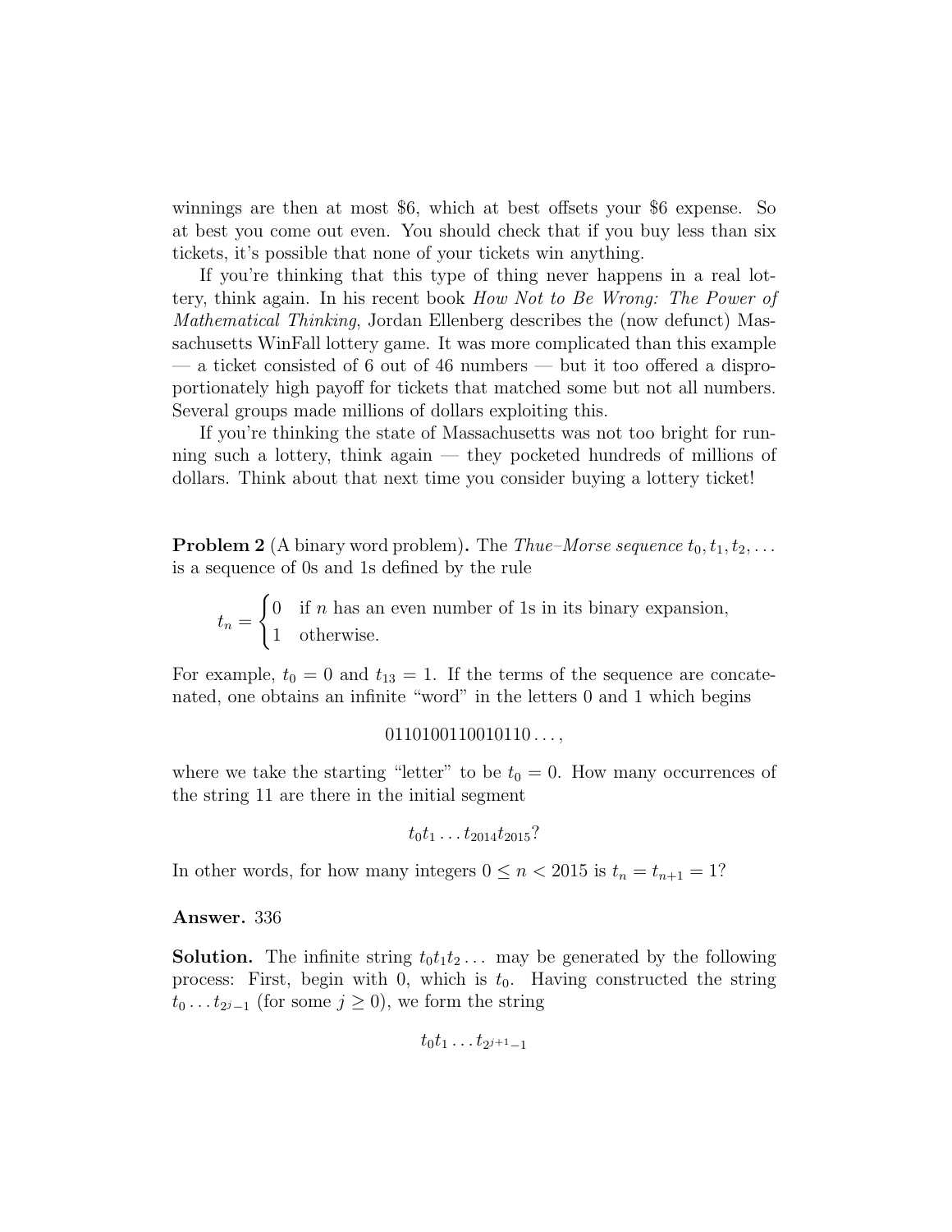winnings are then at most \$6, which at best offsets your \$6 expense. So at best you come out even. You should check that if you buy less than six tickets, it's possible that none of your tickets win anything.

If you're thinking that this type of thing never happens in a real lottery, think again. In his recent book *How Not to Be Wrong: The Power of Mathematical Thinking*, Jordan Ellenberg describes the (now defunct) Massachusetts WinFall lottery game. It was more complicated than this example — a ticket consisted of 6 out of 46 numbers — but it too offered a disproportionately high payoff for tickets that matched some but not all numbers. Several groups made millions of dollars exploiting this.

If you're thinking the state of Massachusetts was not too bright for running such a lottery, think again — they pocketed hundreds of millions of dollars. Think about that next time you consider buying a lottery ticket!

**Problem 2** (A binary word problem)**.** The *Thue–Morse sequence* $t_0, t_1, t_2, \ldots$ is a sequence of 0s and 1s defined by the rule

$$t_n = \begin{cases} 0 & \text{if } n \text{ has an even number of 1s in its binary expansion,} \\ 1 & \text{otherwise.} \end{cases}$$

For example, $t_0 = 0$ and $t_{13} = 1$. If the terms of the sequence are concatenated, one obtains an infinite "word" in the letters 0 and 1 which begins

$$0110100110010110\ldots,$$

where we take the starting "letter" to be $t_0 = 0$. How many occurrences of the string 11 are there in the initial segment

$$t_0 t_1 \ldots t_{2014} t_{2015}?$$

In other words, for how many integers $0 \le n < 2015$ is $t_n = t_{n+1} = 1$?

**Answer.** 336

**Solution.** The infinite string $t_0 t_1 t_2 \ldots$ may be generated by the following process: First, begin with 0, which is $t_0$. Having constructed the string $t_0 \ldots t_{2^j - 1}$ (for some $j \ge 0$), we form the string

$$t_0 t_1 \ldots t_{2^{j+1}-1}$$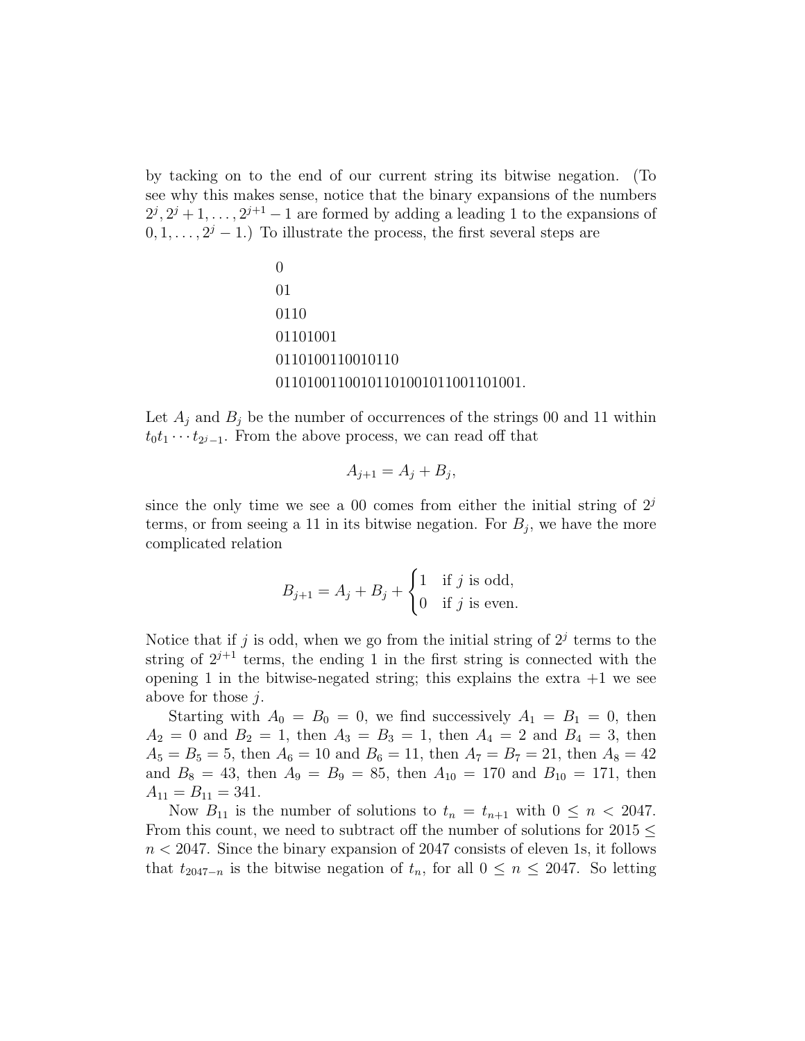by tacking on to the end of our current string its bitwise negation. (To see why this makes sense, notice that the binary expansions of the numbers $2^j, 2^j+1, \ldots, 2^{j+1}-1$ are formed by adding a leading 1 to the expansions of $0, 1, \ldots, 2^j - 1$.) To illustrate the process, the first several steps are

0
01
0110
01101001
0110100110010110
01101001100101101001011001101001.

Let $A_j$ and $B_j$ be the number of occurrences of the strings 00 and 11 within $t_0 t_1 \cdots t_{2^j-1}$. From the above process, we can read off that

$$A_{j+1} = A_j + B_j,$$

since the only time we see a 00 comes from either the initial string of $2^j$ terms, or from seeing a 11 in its bitwise negation. For $B_j$, we have the more complicated relation

$$B_{j+1} = A_j + B_j + \begin{cases} 1 & \text{if } j \text{ is odd,} \\ 0 & \text{if } j \text{ is even.} \end{cases}$$

Notice that if $j$ is odd, when we go from the initial string of $2^j$ terms to the string of $2^{j+1}$ terms, the ending 1 in the first string is connected with the opening 1 in the bitwise-negated string; this explains the extra $+1$ we see above for those $j$.

Starting with $A_0 = B_0 = 0$, we find successively $A_1 = B_1 = 0$, then $A_2 = 0$ and $B_2 = 1$, then $A_3 = B_3 = 1$, then $A_4 = 2$ and $B_4 = 3$, then $A_5 = B_5 = 5$, then $A_6 = 10$ and $B_6 = 11$, then $A_7 = B_7 = 21$, then $A_8 = 42$ and $B_8 = 43$, then $A_9 = B_9 = 85$, then $A_{10} = 170$ and $B_{10} = 171$, then $A_{11} = B_{11} = 341$.

Now $B_{11}$ is the number of solutions to $t_n = t_{n+1}$ with $0 \le n < 2047$. From this count, we need to subtract off the number of solutions for $2015 \le n < 2047$. Since the binary expansion of 2047 consists of eleven 1s, it follows that $t_{2047-n}$ is the bitwise negation of $t_n$, for all $0 \le n \le 2047$. So letting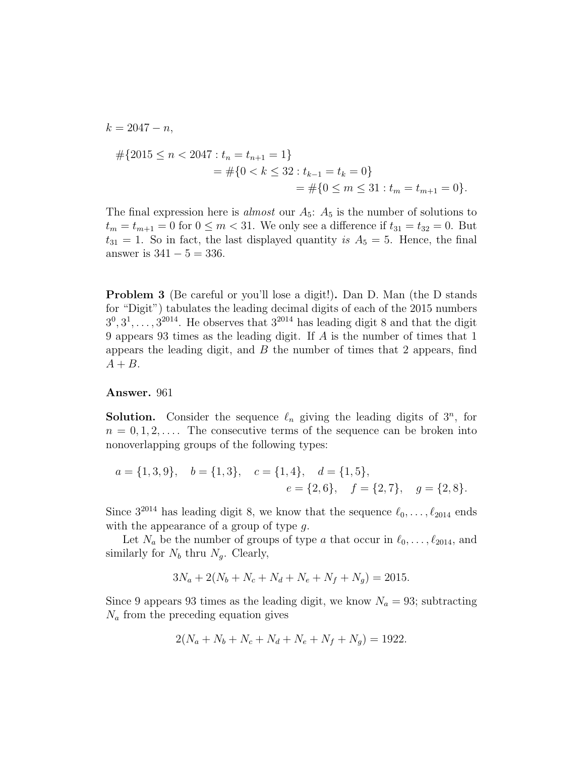$k = 2047 - n$,

$$
\begin{aligned}
\#\{2015 \le n < 2047 : t_n = t_{n+1} = 1\} \\
&= \#\{0 < k \le 32 : t_{k-1} = t_k = 0\} \\
&= \#\{0 \le m \le 31 : t_m = t_{m+1} = 0\}.
\end{aligned}
$$

The final expression here is *almost* our $A_5$: $A_5$ is the number of solutions to $t_m = t_{m+1} = 0$ for $0 \le m < 31$. We only see a difference if $t_{31} = t_{32} = 0$. But $t_{31} = 1$. So in fact, the last displayed quantity *is* $A_5 = 5$. Hence, the final answer is $341 - 5 = 336$.

**Problem 3** (Be careful or you'll lose a digit!)**.** Dan D. Man (the D stands for "Digit") tabulates the leading decimal digits of each of the 2015 numbers $3^0, 3^1, \ldots, 3^{2014}$. He observes that $3^{2014}$ has leading digit 8 and that the digit 9 appears 93 times as the leading digit. If $A$ is the number of times that 1 appears the leading digit, and $B$ the number of times that 2 appears, find $A + B$.

**Answer.** 961

**Solution.** Consider the sequence $\ell_n$ giving the leading digits of $3^n$, for $n = 0, 1, 2, \ldots$. The consecutive terms of the sequence can be broken into nonoverlapping groups of the following types:

$$
a = \{1, 3, 9\}, \quad b = \{1, 3\}, \quad c = \{1, 4\}, \quad d = \{1, 5\}, \\
e = \{2, 6\}, \quad f = \{2, 7\}, \quad g = \{2, 8\}.
$$

Since $3^{2014}$ has leading digit 8, we know that the sequence $\ell_0, \ldots, \ell_{2014}$ ends with the appearance of a group of type $g$.

Let $N_a$ be the number of groups of type $a$ that occur in $\ell_0, \ldots, \ell_{2014}$, and similarly for $N_b$ thru $N_g$. Clearly,

$$
3N_a + 2(N_b + N_c + N_d + N_e + N_f + N_g) = 2015.
$$

Since 9 appears 93 times as the leading digit, we know $N_a = 93$; subtracting $N_a$ from the preceding equation gives

$$
2(N_a + N_b + N_c + N_d + N_e + N_f + N_g) = 1922.
$$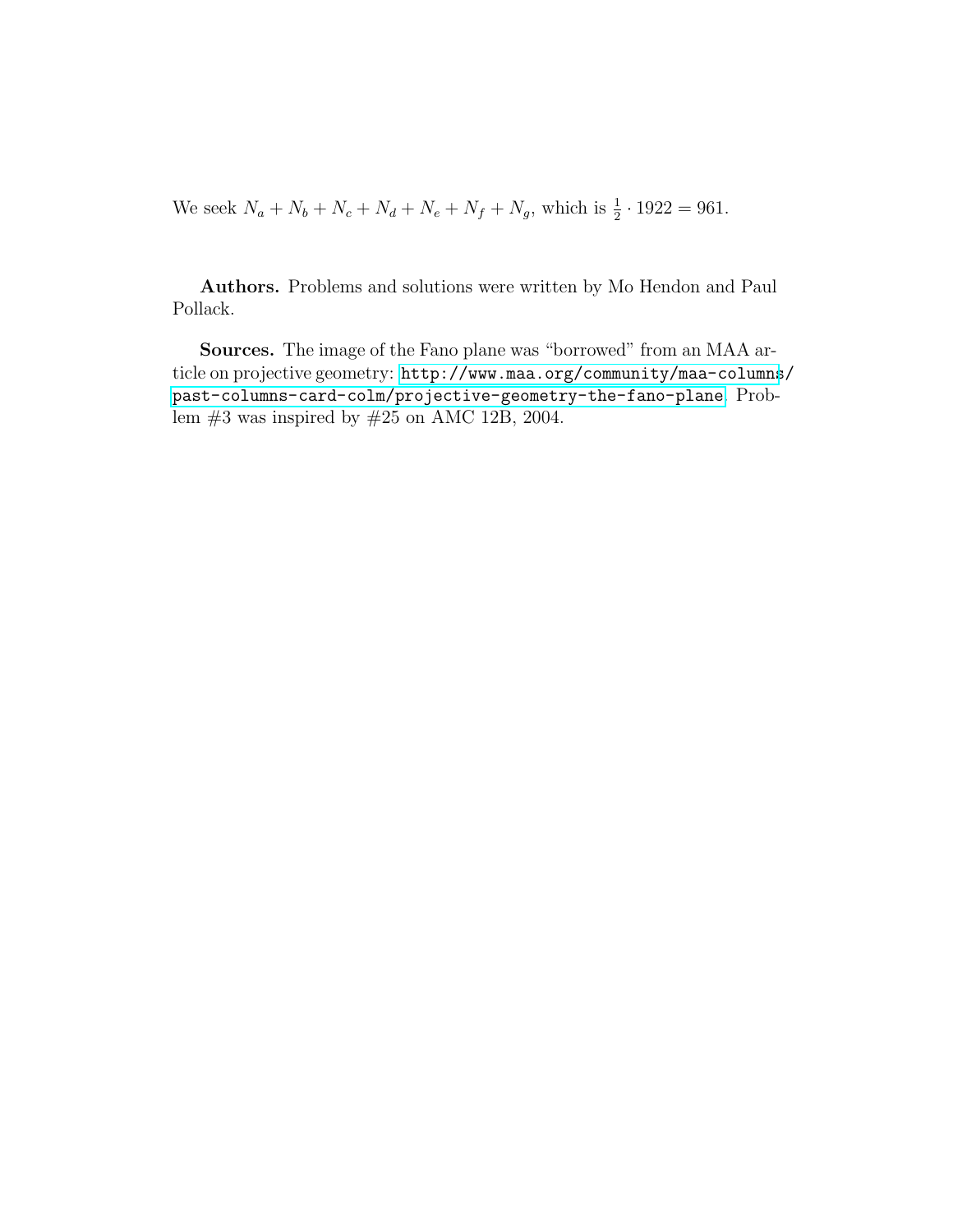We seek $N_a + N_b + N_c + N_d + N_e + N_f + N_g$, which is $\frac{1}{2} \cdot 1922 = 961$.

**Authors.** Problems and solutions were written by Mo Hendon and Paul Pollack.

**Sources.** The image of the Fano plane was "borrowed" from an MAA article on projective geometry: `http://www.maa.org/community/maa-columns/past-columns-card-colm/projective-geometry-the-fano-plane`. Problem #3 was inspired by #25 on AMC 12B, 2004.